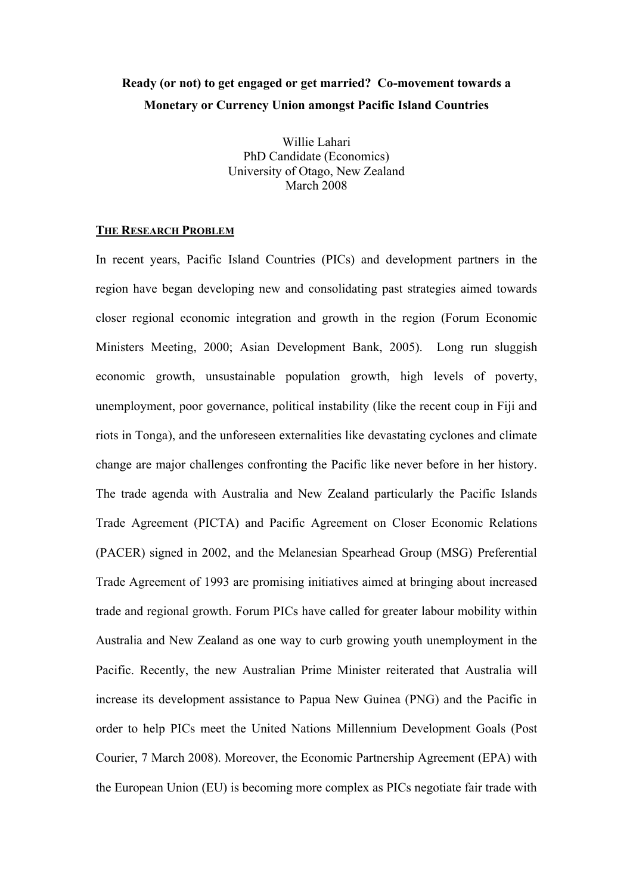**Ready (or not) to get engaged or get married? Co-movement towards a Monetary or Currency Union amongst Pacific Island Countries**

Willie Lahari
PhD Candidate (Economics)
University of Otago, New Zealand
March 2008

## THE RESEARCH PROBLEM

In recent years, Pacific Island Countries (PICs) and development partners in the region have began developing new and consolidating past strategies aimed towards closer regional economic integration and growth in the region (Forum Economic Ministers Meeting, 2000; Asian Development Bank, 2005). Long run sluggish economic growth, unsustainable population growth, high levels of poverty, unemployment, poor governance, political instability (like the recent coup in Fiji and riots in Tonga), and the unforeseen externalities like devastating cyclones and climate change are major challenges confronting the Pacific like never before in her history. The trade agenda with Australia and New Zealand particularly the Pacific Islands Trade Agreement (PICTA) and Pacific Agreement on Closer Economic Relations (PACER) signed in 2002, and the Melanesian Spearhead Group (MSG) Preferential Trade Agreement of 1993 are promising initiatives aimed at bringing about increased trade and regional growth. Forum PICs have called for greater labour mobility within Australia and New Zealand as one way to curb growing youth unemployment in the Pacific. Recently, the new Australian Prime Minister reiterated that Australia will increase its development assistance to Papua New Guinea (PNG) and the Pacific in order to help PICs meet the United Nations Millennium Development Goals (Post Courier, 7 March 2008). Moreover, the Economic Partnership Agreement (EPA) with the European Union (EU) is becoming more complex as PICs negotiate fair trade with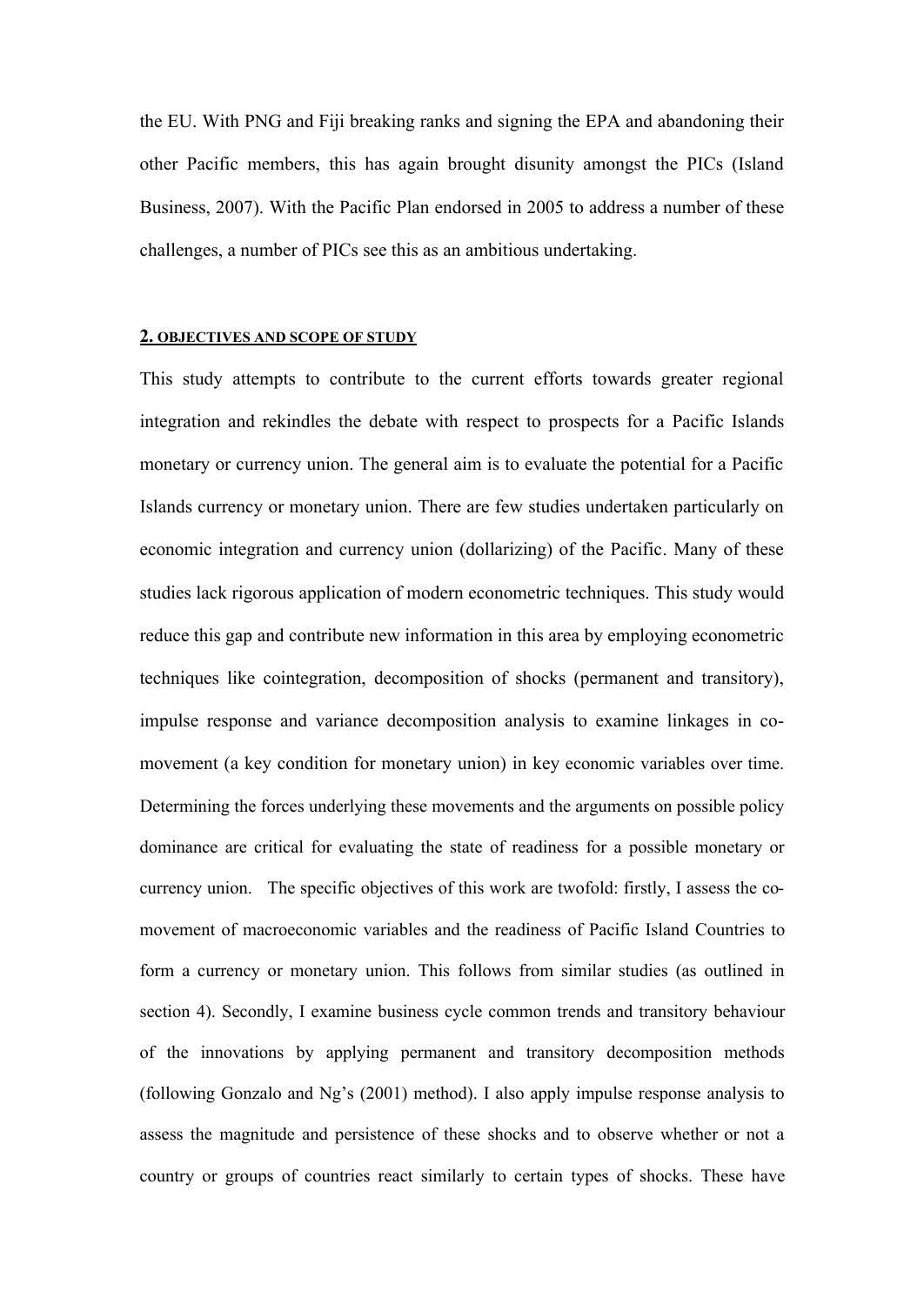the EU. With PNG and Fiji breaking ranks and signing the EPA and abandoning their other Pacific members, this has again brought disunity amongst the PICs (Island Business, 2007). With the Pacific Plan endorsed in 2005 to address a number of these challenges, a number of PICs see this as an ambitious undertaking.

## 2. OBJECTIVES AND SCOPE OF STUDY

This study attempts to contribute to the current efforts towards greater regional integration and rekindles the debate with respect to prospects for a Pacific Islands monetary or currency union. The general aim is to evaluate the potential for a Pacific Islands currency or monetary union. There are few studies undertaken particularly on economic integration and currency union (dollarizing) of the Pacific. Many of these studies lack rigorous application of modern econometric techniques. This study would reduce this gap and contribute new information in this area by employing econometric techniques like cointegration, decomposition of shocks (permanent and transitory), impulse response and variance decomposition analysis to examine linkages in co-movement (a key condition for monetary union) in key economic variables over time. Determining the forces underlying these movements and the arguments on possible policy dominance are critical for evaluating the state of readiness for a possible monetary or currency union. The specific objectives of this work are twofold: firstly, I assess the co-movement of macroeconomic variables and the readiness of Pacific Island Countries to form a currency or monetary union. This follows from similar studies (as outlined in section 4). Secondly, I examine business cycle common trends and transitory behaviour of the innovations by applying permanent and transitory decomposition methods (following Gonzalo and Ng's (2001) method). I also apply impulse response analysis to assess the magnitude and persistence of these shocks and to observe whether or not a country or groups of countries react similarly to certain types of shocks. These have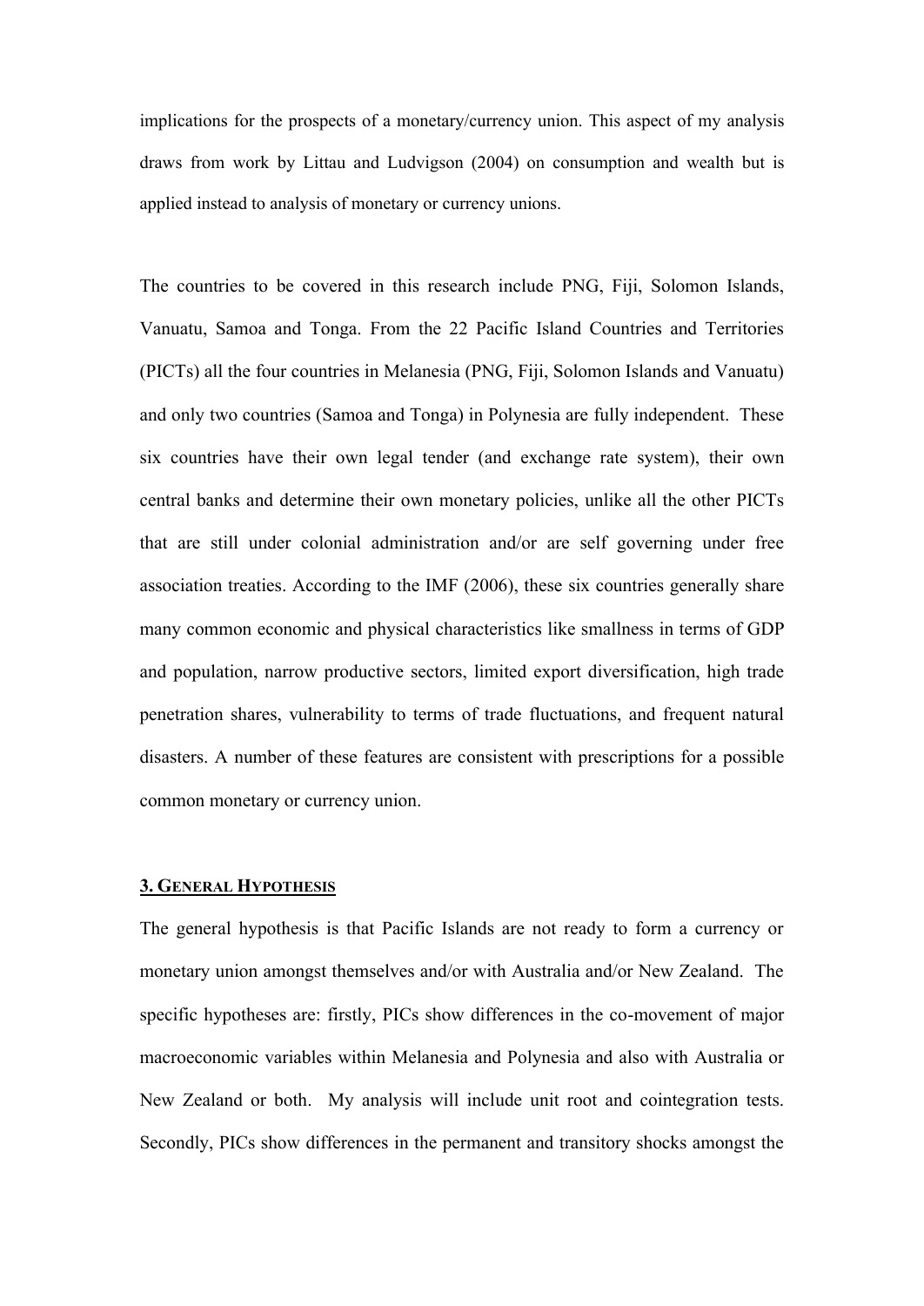implications for the prospects of a monetary/currency union. This aspect of my analysis draws from work by Littau and Ludvigson (2004) on consumption and wealth but is applied instead to analysis of monetary or currency unions.

The countries to be covered in this research include PNG, Fiji, Solomon Islands, Vanuatu, Samoa and Tonga. From the 22 Pacific Island Countries and Territories (PICTs) all the four countries in Melanesia (PNG, Fiji, Solomon Islands and Vanuatu) and only two countries (Samoa and Tonga) in Polynesia are fully independent. These six countries have their own legal tender (and exchange rate system), their own central banks and determine their own monetary policies, unlike all the other PICTs that are still under colonial administration and/or are self governing under free association treaties. According to the IMF (2006), these six countries generally share many common economic and physical characteristics like smallness in terms of GDP and population, narrow productive sectors, limited export diversification, high trade penetration shares, vulnerability to terms of trade fluctuations, and frequent natural disasters. A number of these features are consistent with prescriptions for a possible common monetary or currency union.

## 3. General Hypothesis

The general hypothesis is that Pacific Islands are not ready to form a currency or monetary union amongst themselves and/or with Australia and/or New Zealand. The specific hypotheses are: firstly, PICs show differences in the co-movement of major macroeconomic variables within Melanesia and Polynesia and also with Australia or New Zealand or both. My analysis will include unit root and cointegration tests. Secondly, PICs show differences in the permanent and transitory shocks amongst the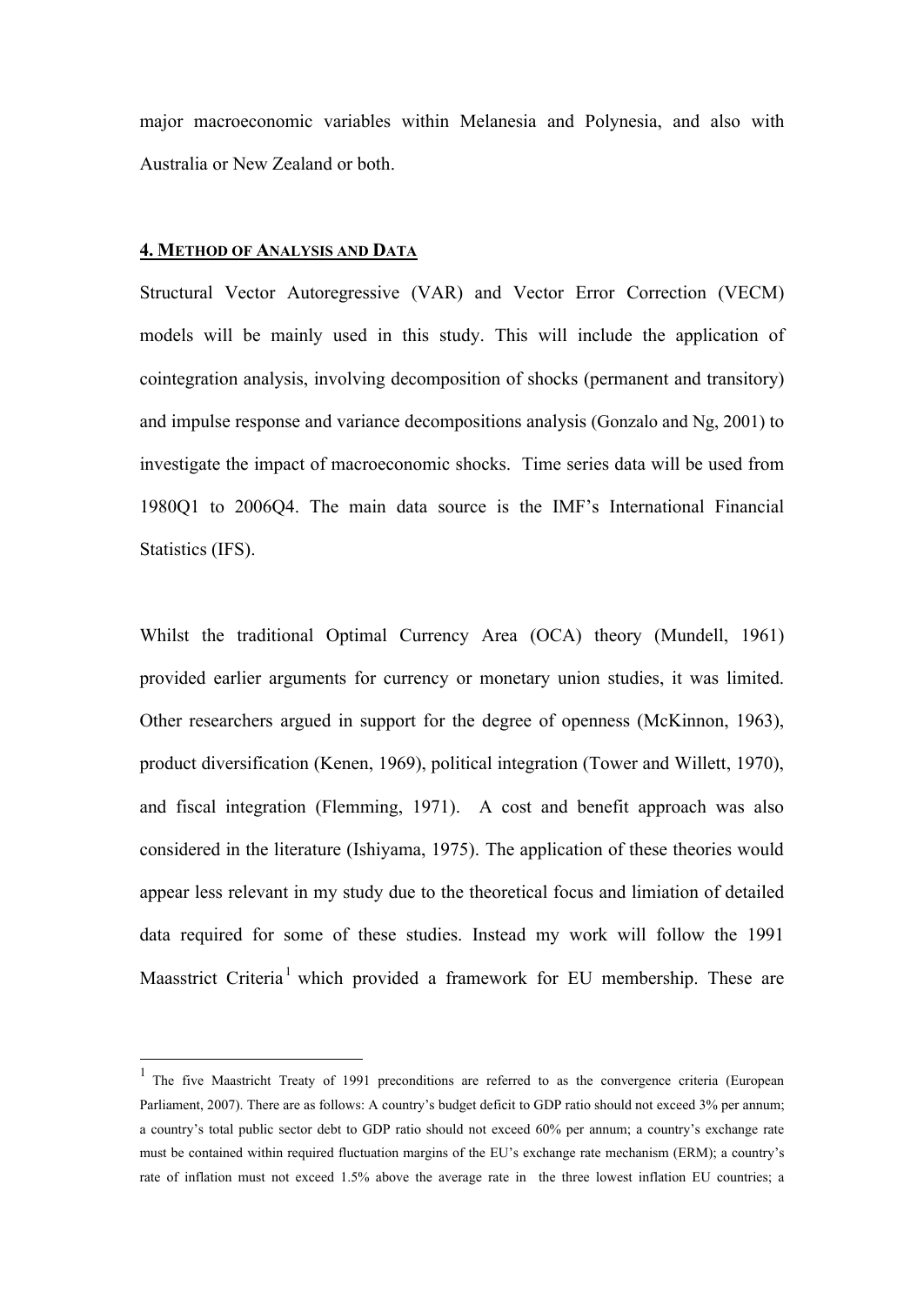major macroeconomic variables within Melanesia and Polynesia, and also with Australia or New Zealand or both.

## 4. Method of Analysis and Data

Structural Vector Autoregressive (VAR) and Vector Error Correction (VECM) models will be mainly used in this study. This will include the application of cointegration analysis, involving decomposition of shocks (permanent and transitory) and impulse response and variance decompositions analysis (Gonzalo and Ng, 2001) to investigate the impact of macroeconomic shocks. Time series data will be used from 1980Q1 to 2006Q4. The main data source is the IMF's International Financial Statistics (IFS).

Whilst the traditional Optimal Currency Area (OCA) theory (Mundell, 1961) provided earlier arguments for currency or monetary union studies, it was limited. Other researchers argued in support for the degree of openness (McKinnon, 1963), product diversification (Kenen, 1969), political integration (Tower and Willett, 1970), and fiscal integration (Flemming, 1971). A cost and benefit approach was also considered in the literature (Ishiyama, 1975). The application of these theories would appear less relevant in my study due to the theoretical focus and limiation of detailed data required for some of these studies. Instead my work will follow the 1991 Maasstrict Criteria[1] which provided a framework for EU membership. These are

[1] The five Maastricht Treaty of 1991 preconditions are referred to as the convergence criteria (European Parliament, 2007). There are as follows: A country's budget deficit to GDP ratio should not exceed 3% per annum; a country's total public sector debt to GDP ratio should not exceed 60% per annum; a country's exchange rate must be contained within required fluctuation margins of the EU's exchange rate mechanism (ERM); a country's rate of inflation must not exceed 1.5% above the average rate in the three lowest inflation EU countries; a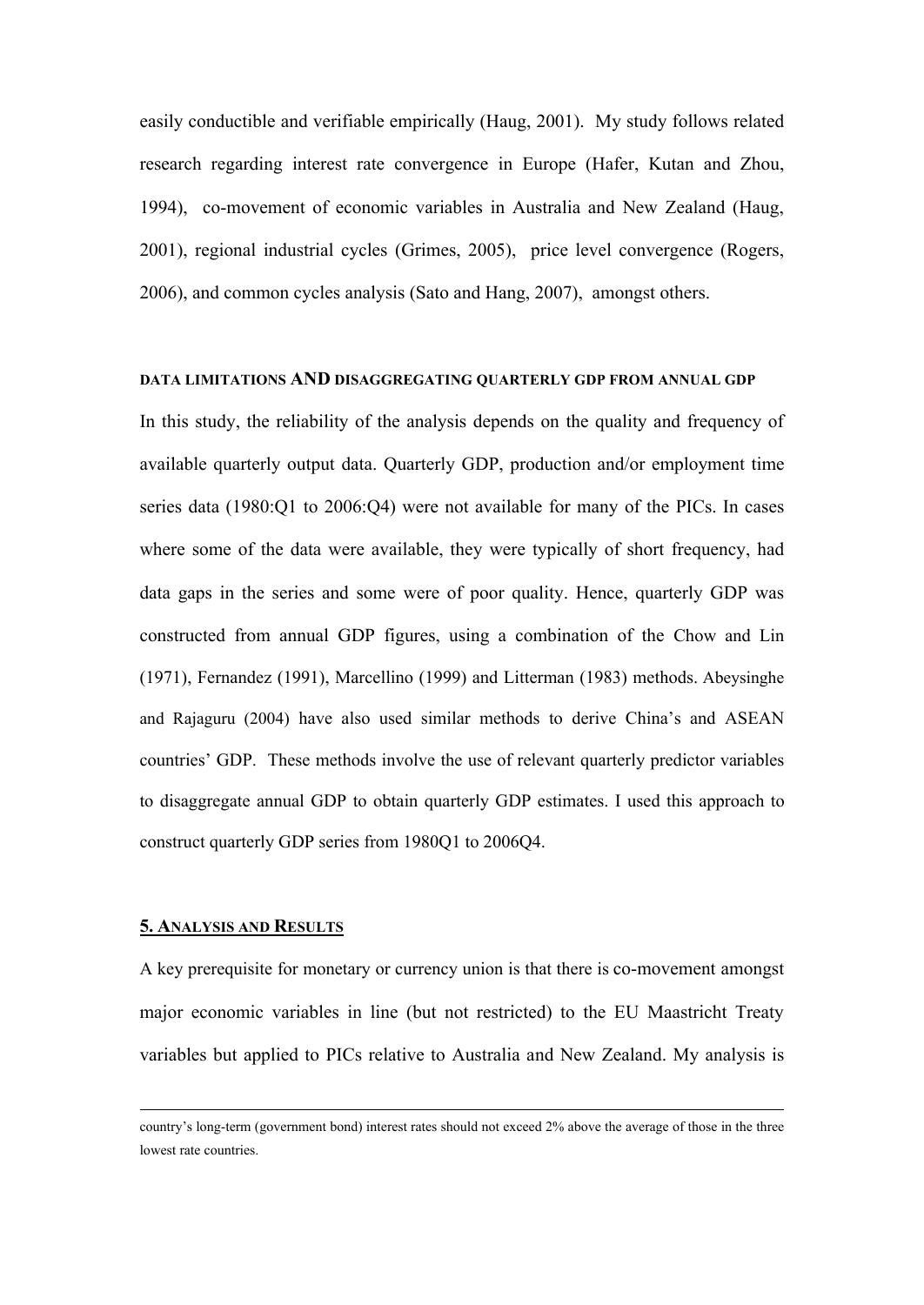easily conductible and verifiable empirically (Haug, 2001). My study follows related research regarding interest rate convergence in Europe (Hafer, Kutan and Zhou, 1994), co-movement of economic variables in Australia and New Zealand (Haug, 2001), regional industrial cycles (Grimes, 2005), price level convergence (Rogers, 2006), and common cycles analysis (Sato and Hang, 2007), amongst others.

### DATA LIMITATIONS AND DISAGGREGATING QUARTERLY GDP FROM ANNUAL GDP

In this study, the reliability of the analysis depends on the quality and frequency of available quarterly output data. Quarterly GDP, production and/or employment time series data (1980:Q1 to 2006:Q4) were not available for many of the PICs. In cases where some of the data were available, they were typically of short frequency, had data gaps in the series and some were of poor quality. Hence, quarterly GDP was constructed from annual GDP figures, using a combination of the Chow and Lin (1971), Fernandez (1991), Marcellino (1999) and Litterman (1983) methods. Abeysinghe and Rajaguru (2004) have also used similar methods to derive China's and ASEAN countries' GDP. These methods involve the use of relevant quarterly predictor variables to disaggregate annual GDP to obtain quarterly GDP estimates. I used this approach to construct quarterly GDP series from 1980Q1 to 2006Q4.

## 5. ANALYSIS AND RESULTS

A key prerequisite for monetary or currency union is that there is co-movement amongst major economic variables in line (but not restricted) to the EU Maastricht Treaty variables but applied to PICs relative to Australia and New Zealand. My analysis is

---

country's long-term (government bond) interest rates should not exceed 2% above the average of those in the three lowest rate countries.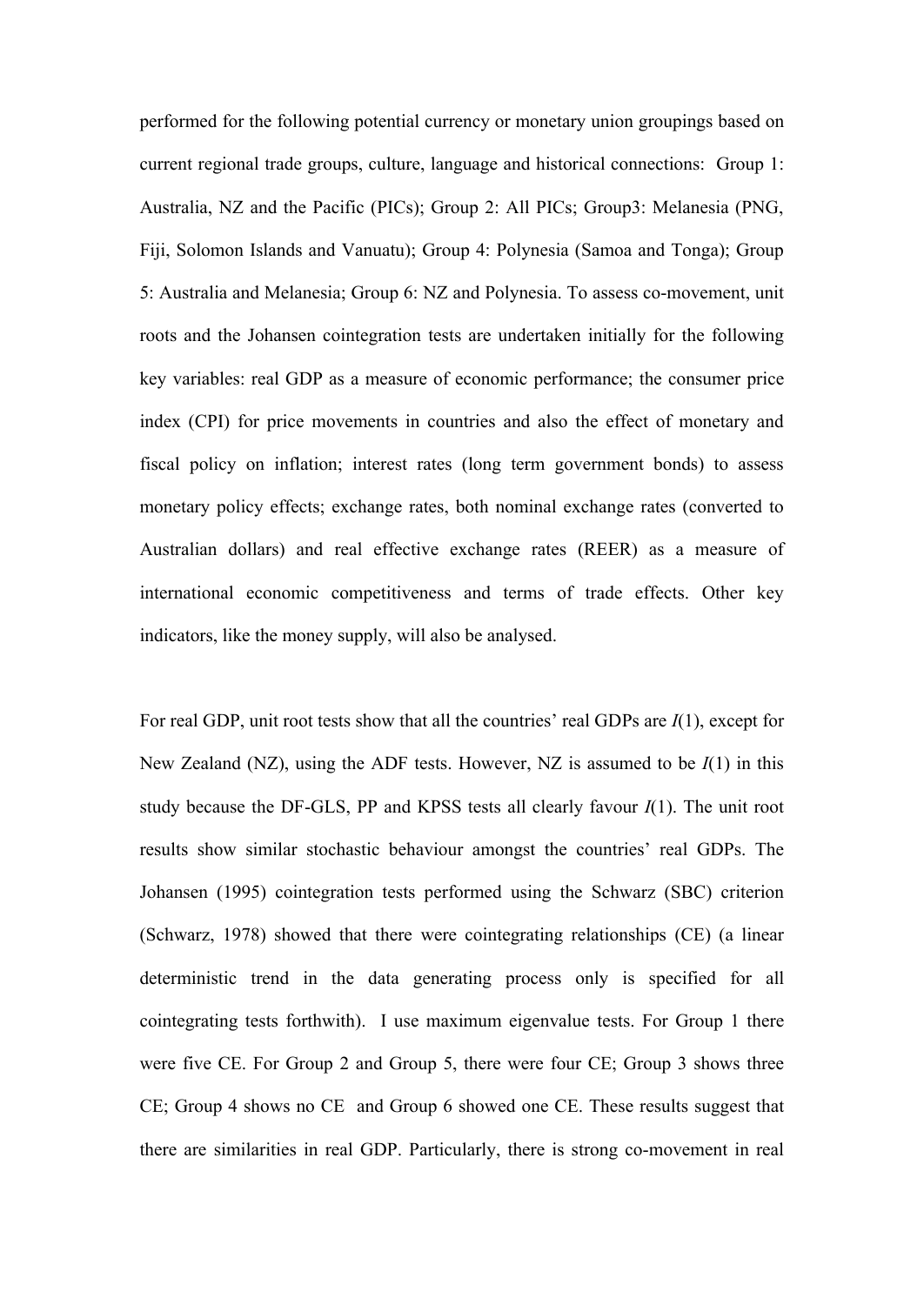performed for the following potential currency or monetary union groupings based on current regional trade groups, culture, language and historical connections: Group 1: Australia, NZ and the Pacific (PICs); Group 2: All PICs; Group3: Melanesia (PNG, Fiji, Solomon Islands and Vanuatu); Group 4: Polynesia (Samoa and Tonga); Group 5: Australia and Melanesia; Group 6: NZ and Polynesia. To assess co-movement, unit roots and the Johansen cointegration tests are undertaken initially for the following key variables: real GDP as a measure of economic performance; the consumer price index (CPI) for price movements in countries and also the effect of monetary and fiscal policy on inflation; interest rates (long term government bonds) to assess monetary policy effects; exchange rates, both nominal exchange rates (converted to Australian dollars) and real effective exchange rates (REER) as a measure of international economic competitiveness and terms of trade effects. Other key indicators, like the money supply, will also be analysed.

For real GDP, unit root tests show that all the countries' real GDPs are $I(1)$, except for New Zealand (NZ), using the ADF tests. However, NZ is assumed to be $I(1)$ in this study because the DF-GLS, PP and KPSS tests all clearly favour $I(1)$. The unit root results show similar stochastic behaviour amongst the countries' real GDPs. The Johansen (1995) cointegration tests performed using the Schwarz (SBC) criterion (Schwarz, 1978) showed that there were cointegrating relationships (CE) (a linear deterministic trend in the data generating process only is specified for all cointegrating tests forthwith). I use maximum eigenvalue tests. For Group 1 there were five CE. For Group 2 and Group 5, there were four CE; Group 3 shows three CE; Group 4 shows no CE and Group 6 showed one CE. These results suggest that there are similarities in real GDP. Particularly, there is strong co-movement in real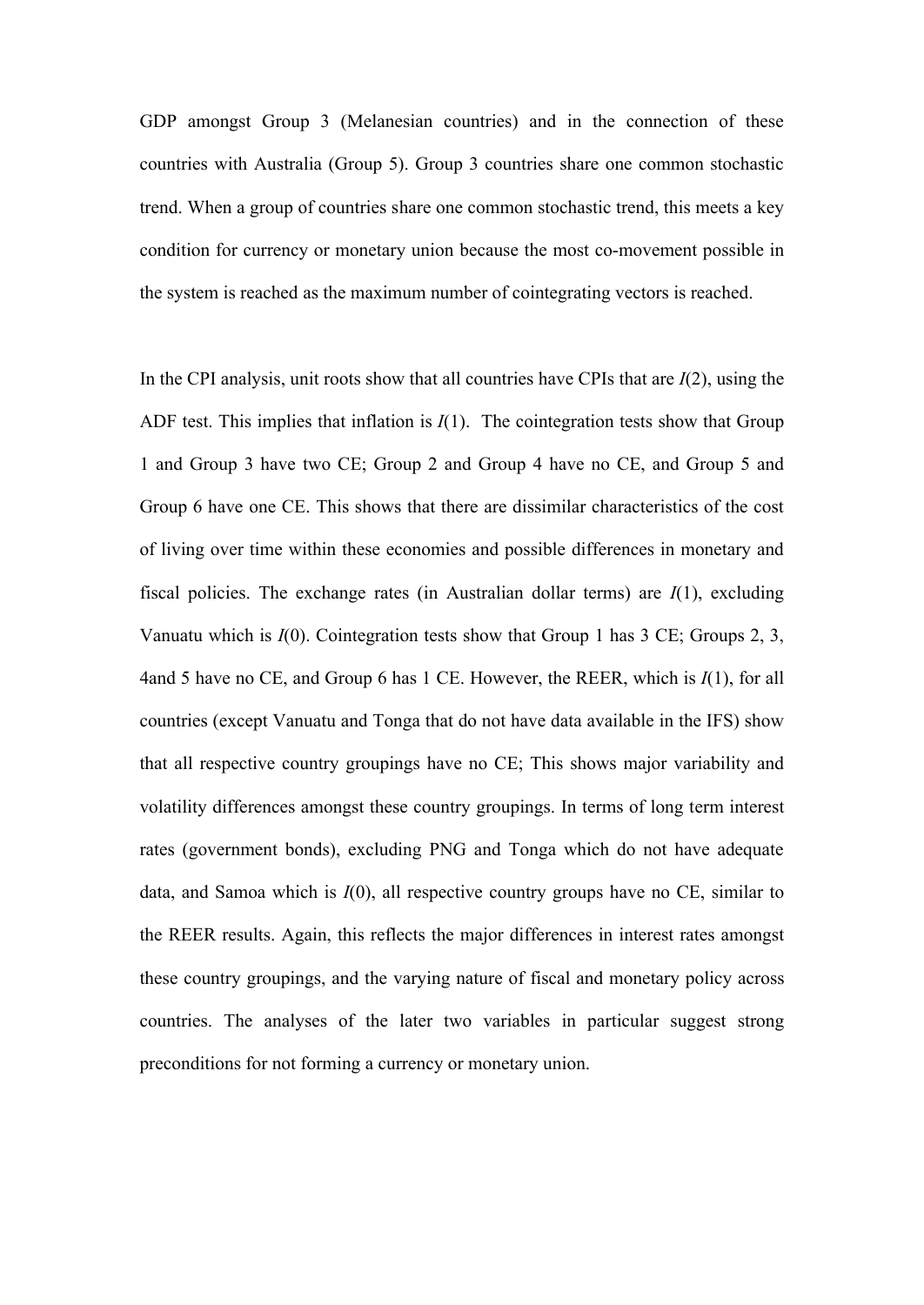GDP amongst Group 3 (Melanesian countries) and in the connection of these countries with Australia (Group 5). Group 3 countries share one common stochastic trend. When a group of countries share one common stochastic trend, this meets a key condition for currency or monetary union because the most co-movement possible in the system is reached as the maximum number of cointegrating vectors is reached.

In the CPI analysis, unit roots show that all countries have CPIs that are $I(2)$, using the ADF test. This implies that inflation is $I(1)$. The cointegration tests show that Group 1 and Group 3 have two CE; Group 2 and Group 4 have no CE, and Group 5 and Group 6 have one CE. This shows that there are dissimilar characteristics of the cost of living over time within these economies and possible differences in monetary and fiscal policies. The exchange rates (in Australian dollar terms) are $I(1)$, excluding Vanuatu which is $I(0)$. Cointegration tests show that Group 1 has 3 CE; Groups 2, 3, 4and 5 have no CE, and Group 6 has 1 CE. However, the REER, which is $I(1)$, for all countries (except Vanuatu and Tonga that do not have data available in the IFS) show that all respective country groupings have no CE; This shows major variability and volatility differences amongst these country groupings. In terms of long term interest rates (government bonds), excluding PNG and Tonga which do not have adequate data, and Samoa which is $I(0)$, all respective country groups have no CE, similar to the REER results. Again, this reflects the major differences in interest rates amongst these country groupings, and the varying nature of fiscal and monetary policy across countries. The analyses of the later two variables in particular suggest strong preconditions for not forming a currency or monetary union.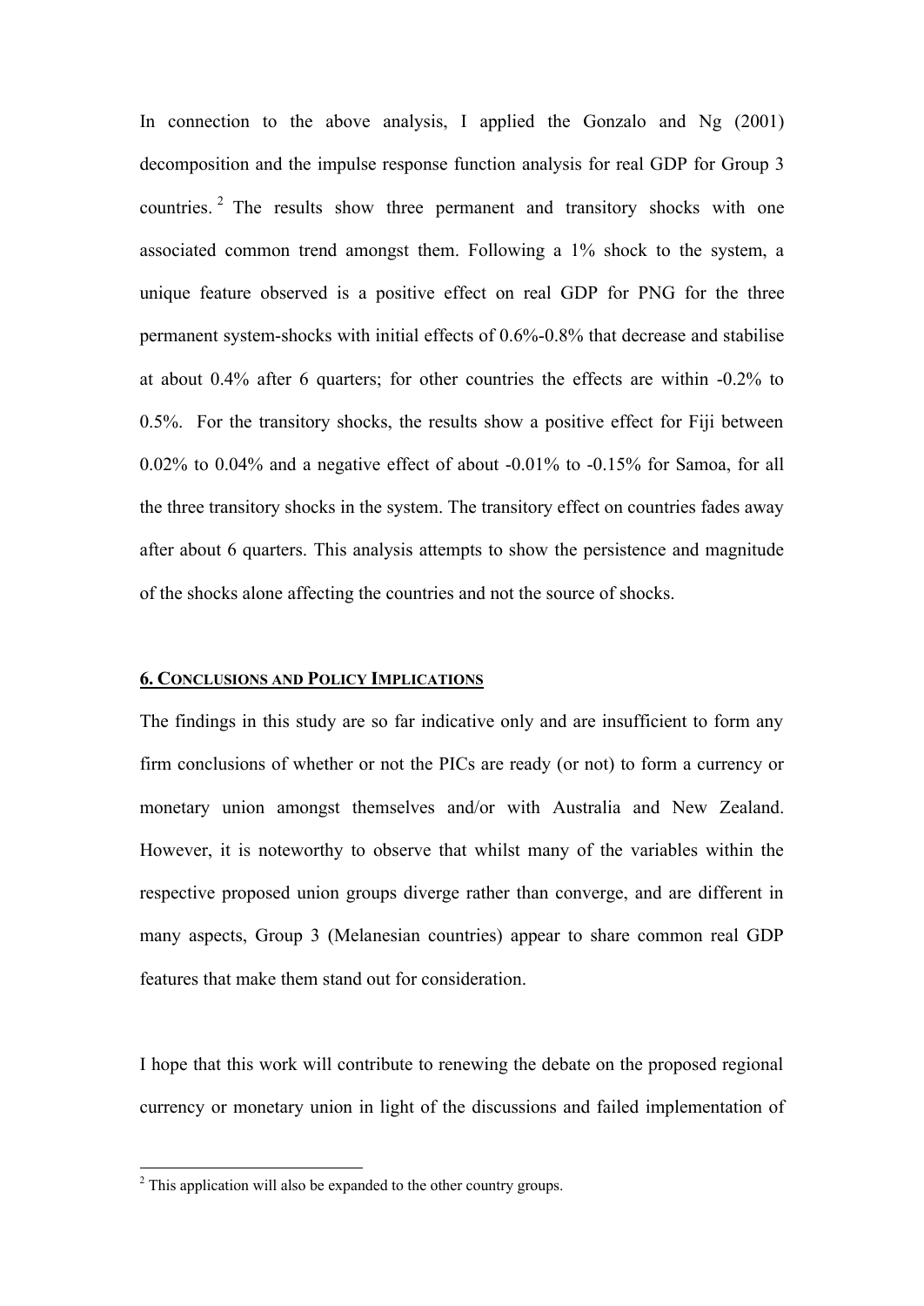In connection to the above analysis, I applied the Gonzalo and Ng (2001) decomposition and the impulse response function analysis for real GDP for Group 3 countries.[2] The results show three permanent and transitory shocks with one associated common trend amongst them. Following a 1% shock to the system, a unique feature observed is a positive effect on real GDP for PNG for the three permanent system-shocks with initial effects of 0.6%-0.8% that decrease and stabilise at about 0.4% after 6 quarters; for other countries the effects are within -0.2% to 0.5%. For the transitory shocks, the results show a positive effect for Fiji between 0.02% to 0.04% and a negative effect of about -0.01% to -0.15% for Samoa, for all the three transitory shocks in the system. The transitory effect on countries fades away after about 6 quarters. This analysis attempts to show the persistence and magnitude of the shocks alone affecting the countries and not the source of shocks.

## 6. CONCLUSIONS AND POLICY IMPLICATIONS

The findings in this study are so far indicative only and are insufficient to form any firm conclusions of whether or not the PICs are ready (or not) to form a currency or monetary union amongst themselves and/or with Australia and New Zealand. However, it is noteworthy to observe that whilst many of the variables within the respective proposed union groups diverge rather than converge, and are different in many aspects, Group 3 (Melanesian countries) appear to share common real GDP features that make them stand out for consideration.

I hope that this work will contribute to renewing the debate on the proposed regional currency or monetary union in light of the discussions and failed implementation of

[2] This application will also be expanded to the other country groups.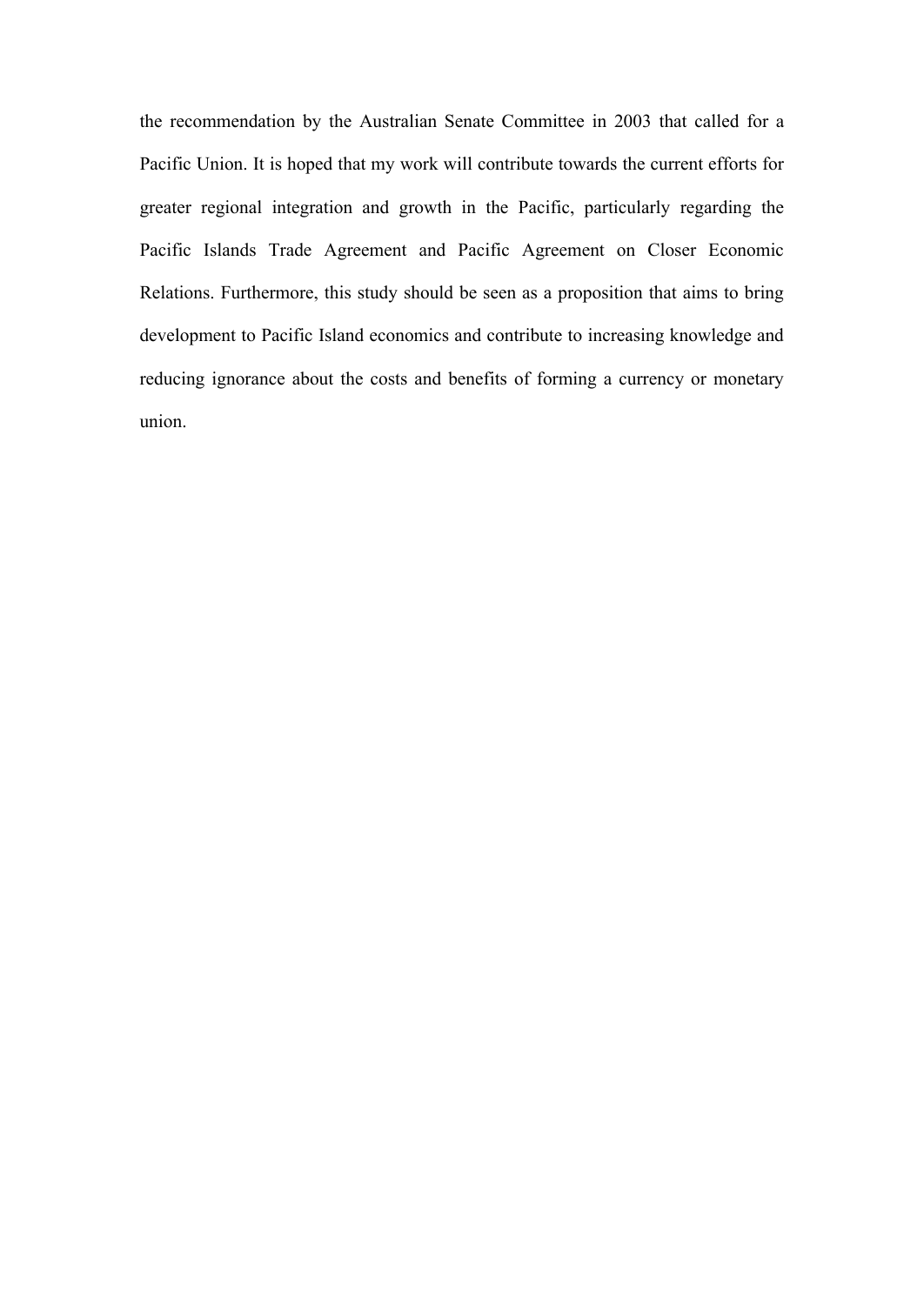the recommendation by the Australian Senate Committee in 2003 that called for a Pacific Union. It is hoped that my work will contribute towards the current efforts for greater regional integration and growth in the Pacific, particularly regarding the Pacific Islands Trade Agreement and Pacific Agreement on Closer Economic Relations. Furthermore, this study should be seen as a proposition that aims to bring development to Pacific Island economics and contribute to increasing knowledge and reducing ignorance about the costs and benefits of forming a currency or monetary union.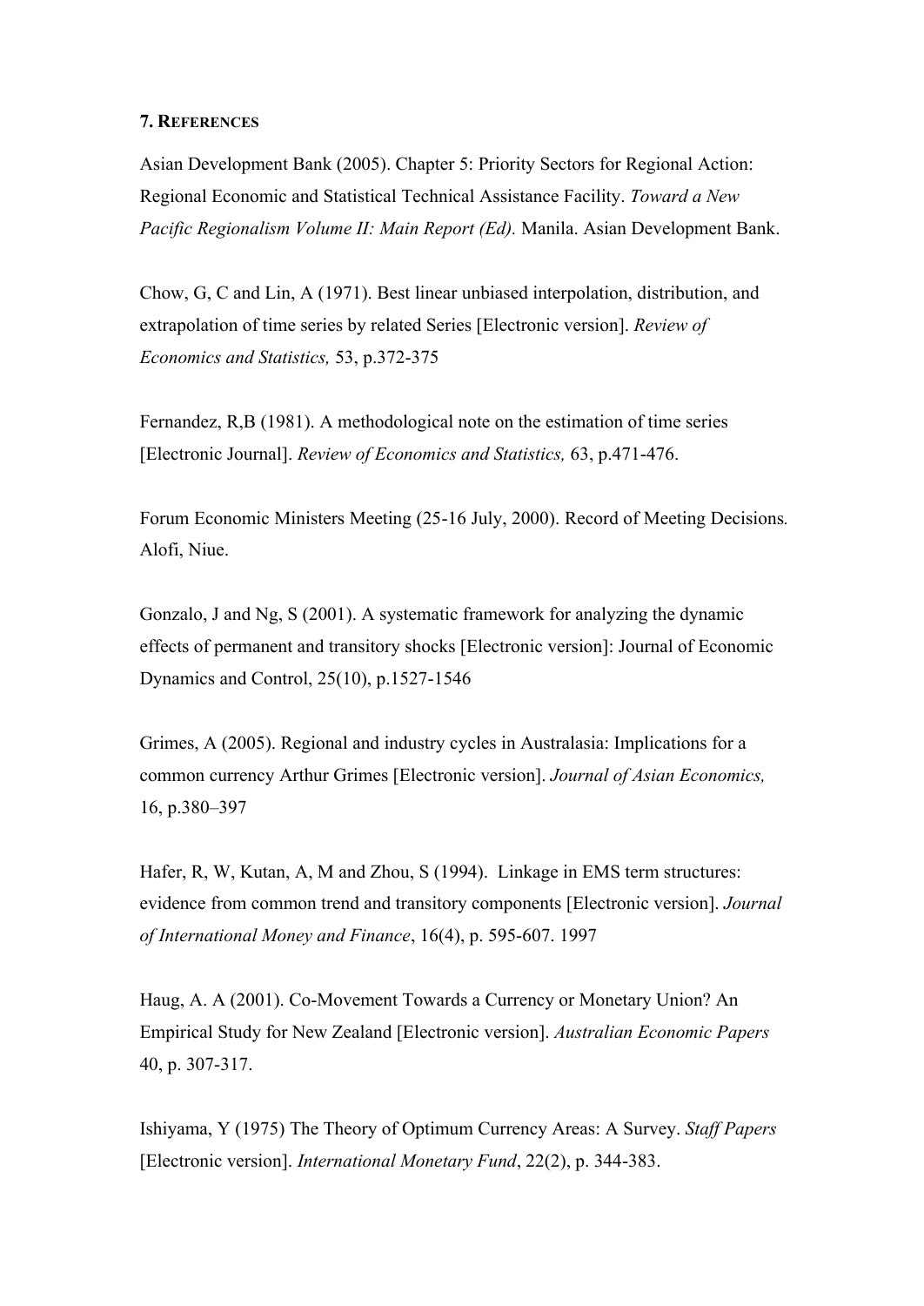## 7. References

Asian Development Bank (2005). Chapter 5: Priority Sectors for Regional Action: Regional Economic and Statistical Technical Assistance Facility. *Toward a New Pacific Regionalism Volume II: Main Report (Ed).* Manila. Asian Development Bank.

Chow, G, C and Lin, A (1971). Best linear unbiased interpolation, distribution, and extrapolation of time series by related Series [Electronic version]. *Review of Economics and Statistics,* 53, p.372-375

Fernandez, R,B (1981). A methodological note on the estimation of time series [Electronic Journal]. *Review of Economics and Statistics,* 63, p.471-476.

Forum Economic Ministers Meeting (25-16 July, 2000). Record of Meeting Decisions*.* Alofi, Niue.

Gonzalo, J and Ng, S (2001). A systematic framework for analyzing the dynamic effects of permanent and transitory shocks [Electronic version]: Journal of Economic Dynamics and Control, 25(10), p.1527-1546

Grimes, A (2005). Regional and industry cycles in Australasia: Implications for a common currency Arthur Grimes [Electronic version]. *Journal of Asian Economics,* 16, p.380–397

Hafer, R, W, Kutan, A, M and Zhou, S (1994). Linkage in EMS term structures: evidence from common trend and transitory components [Electronic version]. *Journal of International Money and Finance*, 16(4), p. 595-607. 1997

Haug, A. A (2001). Co-Movement Towards a Currency or Monetary Union? An Empirical Study for New Zealand [Electronic version]. *Australian Economic Papers* 40, p. 307-317.

Ishiyama, Y (1975) The Theory of Optimum Currency Areas: A Survey. *Staff Papers* [Electronic version]. *International Monetary Fund*, 22(2), p. 344-383.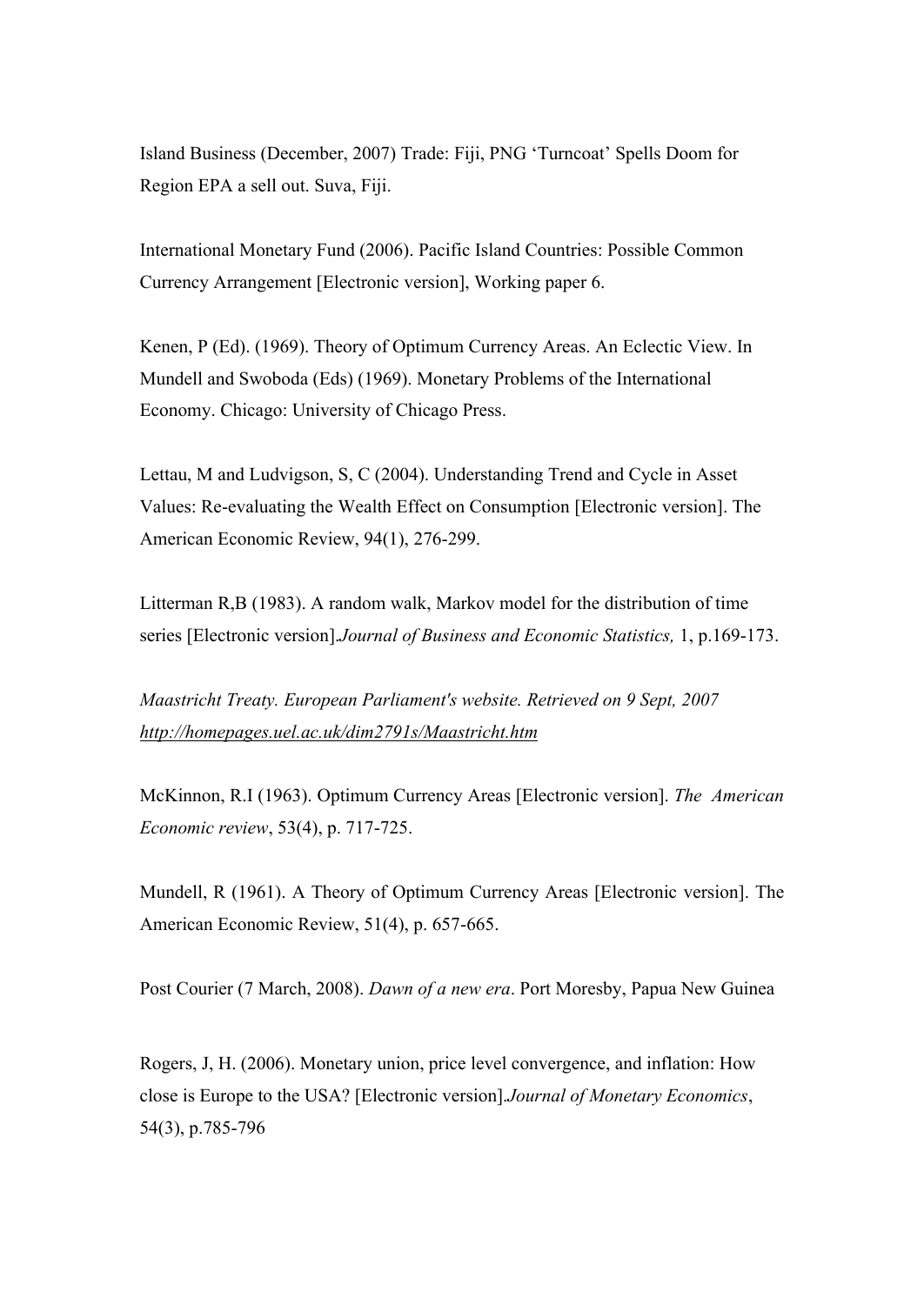Island Business (December, 2007) Trade: Fiji, PNG 'Turncoat' Spells Doom for Region EPA a sell out. Suva, Fiji.

International Monetary Fund (2006). Pacific Island Countries: Possible Common Currency Arrangement [Electronic version], Working paper 6.

Kenen, P (Ed). (1969). Theory of Optimum Currency Areas. An Eclectic View. In Mundell and Swoboda (Eds) (1969). Monetary Problems of the International Economy. Chicago: University of Chicago Press.

Lettau, M and Ludvigson, S, C (2004). Understanding Trend and Cycle in Asset Values: Re-evaluating the Wealth Effect on Consumption [Electronic version]. The American Economic Review, 94(1), 276-299.

Litterman R,B (1983). A random walk, Markov model for the distribution of time series [Electronic version].*Journal of Business and Economic Statistics,* 1, p.169-173.

*Maastricht Treaty. European Parliament's website. Retrieved on 9 Sept, 2007 http://homepages.uel.ac.uk/dim2791s/Maastricht.htm*

McKinnon, R.I (1963). Optimum Currency Areas [Electronic version]. *The American Economic review*, 53(4), p. 717-725.

Mundell, R (1961). A Theory of Optimum Currency Areas [Electronic version]. The American Economic Review, 51(4), p. 657-665.

Post Courier (7 March, 2008). *Dawn of a new era*. Port Moresby, Papua New Guinea

Rogers, J, H. (2006). Monetary union, price level convergence, and inflation: How close is Europe to the USA? [Electronic version].*Journal of Monetary Economics*, 54(3), p.785-796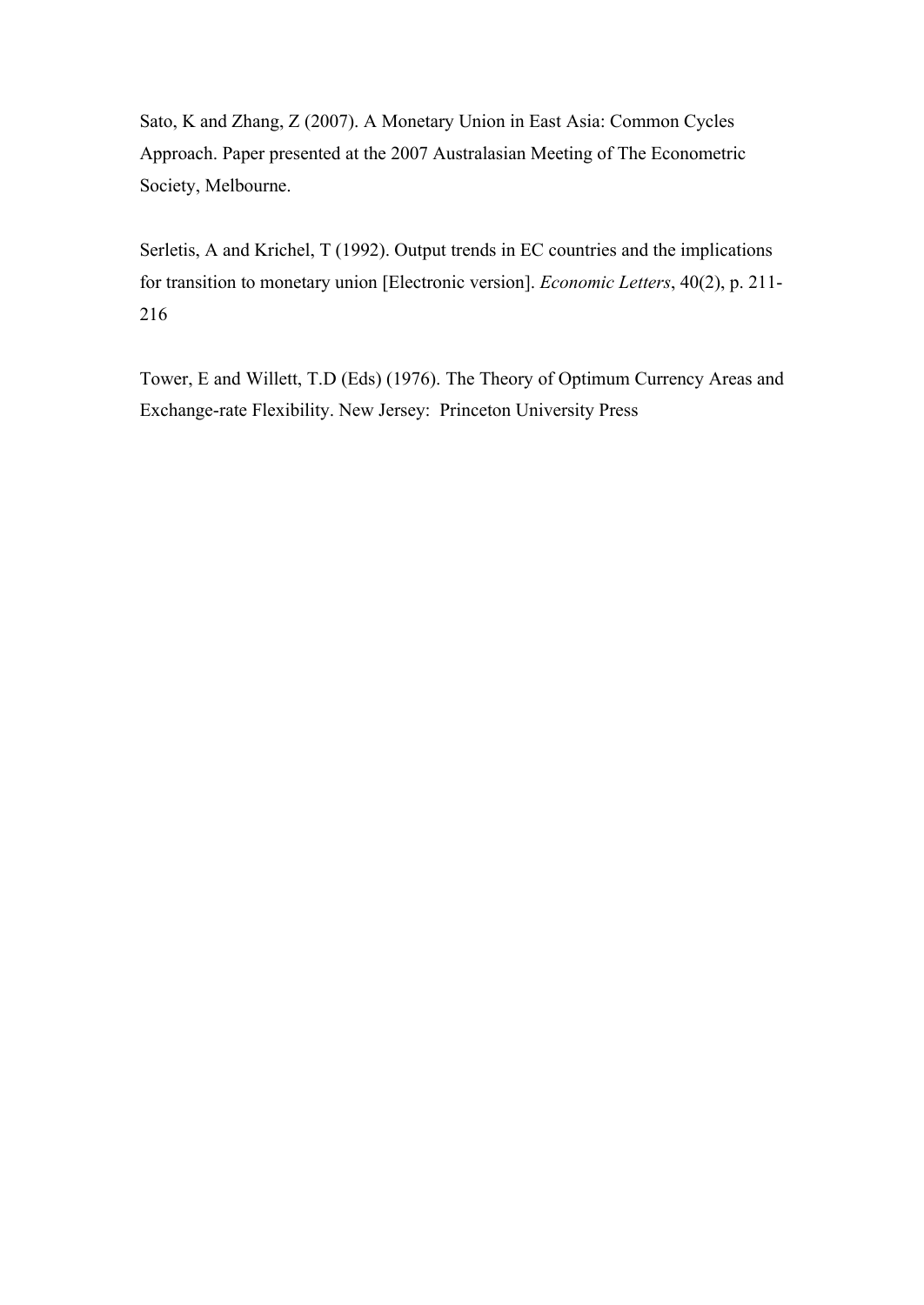Sato, K and Zhang, Z (2007). A Monetary Union in East Asia: Common Cycles Approach. Paper presented at the 2007 Australasian Meeting of The Econometric Society, Melbourne.

Serletis, A and Krichel, T (1992). Output trends in EC countries and the implications for transition to monetary union [Electronic version]. *Economic Letters*, 40(2), p. 211-216

Tower, E and Willett, T.D (Eds) (1976). The Theory of Optimum Currency Areas and Exchange-rate Flexibility. New Jersey: Princeton University Press